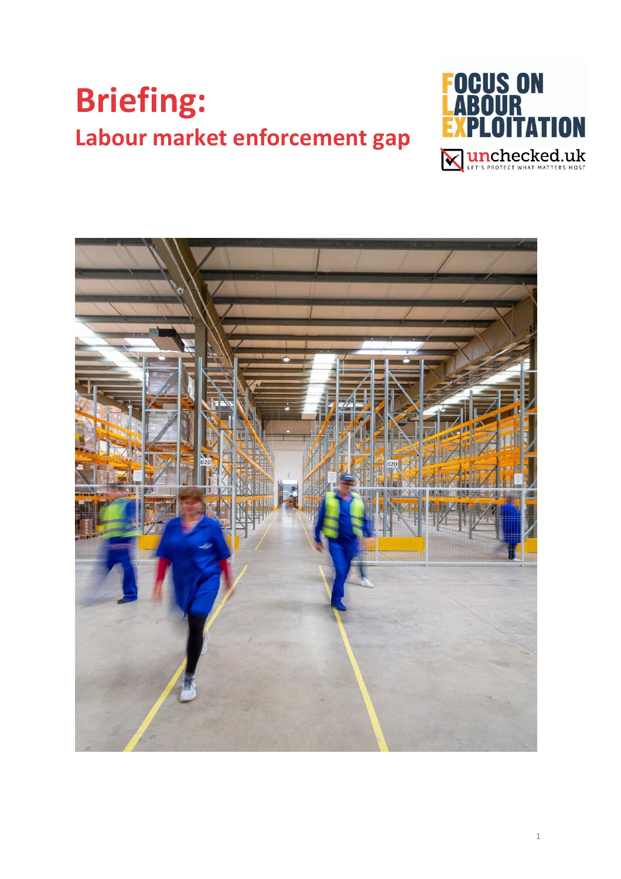# Briefing:

## Labour market enforcement gap

FOCUS ON LABOUR EXPLOITATION

unchecked.uk

LET'S PROTECT WHAT MATTERS MOST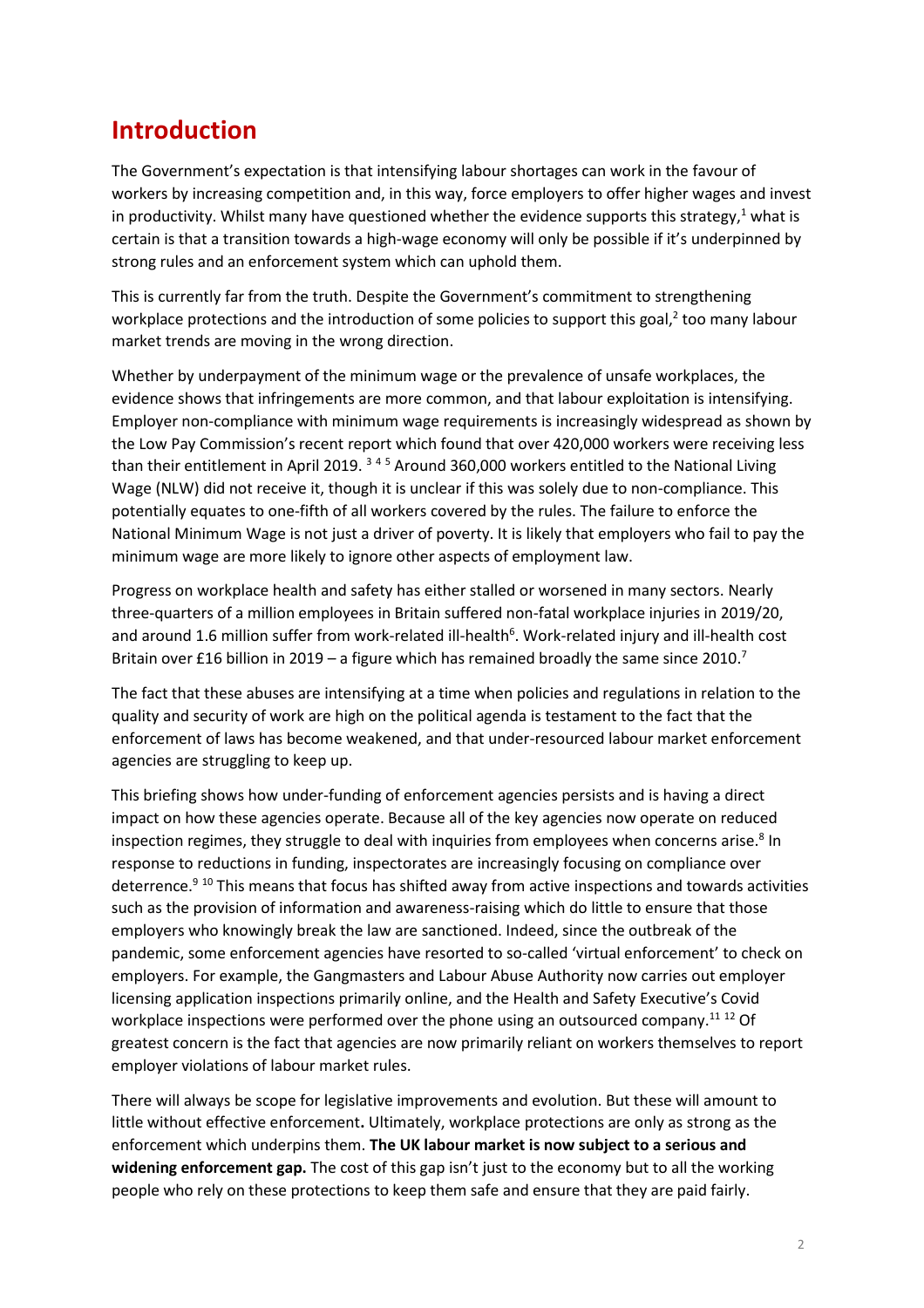# Introduction

The Government's expectation is that intensifying labour shortages can work in the favour of workers by increasing competition and, in this way, force employers to offer higher wages and invest in productivity. Whilst many have questioned whether the evidence supports this strategy,[1] what is certain is that a transition towards a high-wage economy will only be possible if it's underpinned by strong rules and an enforcement system which can uphold them.

This is currently far from the truth. Despite the Government's commitment to strengthening workplace protections and the introduction of some policies to support this goal,[2] too many labour market trends are moving in the wrong direction.

Whether by underpayment of the minimum wage or the prevalence of unsafe workplaces, the evidence shows that infringements are more common, and that labour exploitation is intensifying. Employer non-compliance with minimum wage requirements is increasingly widespread as shown by the Low Pay Commission's recent report which found that over 420,000 workers were receiving less than their entitlement in April 2019. [3] [4] [5] Around 360,000 workers entitled to the National Living Wage (NLW) did not receive it, though it is unclear if this was solely due to non-compliance. This potentially equates to one-fifth of all workers covered by the rules. The failure to enforce the National Minimum Wage is not just a driver of poverty. It is likely that employers who fail to pay the minimum wage are more likely to ignore other aspects of employment law.

Progress on workplace health and safety has either stalled or worsened in many sectors. Nearly three-quarters of a million employees in Britain suffered non-fatal workplace injuries in 2019/20, and around 1.6 million suffer from work-related ill-health[6]. Work-related injury and ill-health cost Britain over £16 billion in 2019 – a figure which has remained broadly the same since 2010.[7]

The fact that these abuses are intensifying at a time when policies and regulations in relation to the quality and security of work are high on the political agenda is testament to the fact that the enforcement of laws has become weakened, and that under-resourced labour market enforcement agencies are struggling to keep up.

This briefing shows how under-funding of enforcement agencies persists and is having a direct impact on how these agencies operate. Because all of the key agencies now operate on reduced inspection regimes, they struggle to deal with inquiries from employees when concerns arise.[8] In response to reductions in funding, inspectorates are increasingly focusing on compliance over deterrence.[9] [10] This means that focus has shifted away from active inspections and towards activities such as the provision of information and awareness-raising which do little to ensure that those employers who knowingly break the law are sanctioned. Indeed, since the outbreak of the pandemic, some enforcement agencies have resorted to so-called 'virtual enforcement' to check on employers. For example, the Gangmasters and Labour Abuse Authority now carries out employer licensing application inspections primarily online, and the Health and Safety Executive's Covid workplace inspections were performed over the phone using an outsourced company.[11] [12] Of greatest concern is the fact that agencies are now primarily reliant on workers themselves to report employer violations of labour market rules.

There will always be scope for legislative improvements and evolution. But these will amount to little without effective enforcement**.** Ultimately, workplace protections are only as strong as the enforcement which underpins them. **The UK labour market is now subject to a serious and widening enforcement gap.** The cost of this gap isn't just to the economy but to all the working people who rely on these protections to keep them safe and ensure that they are paid fairly.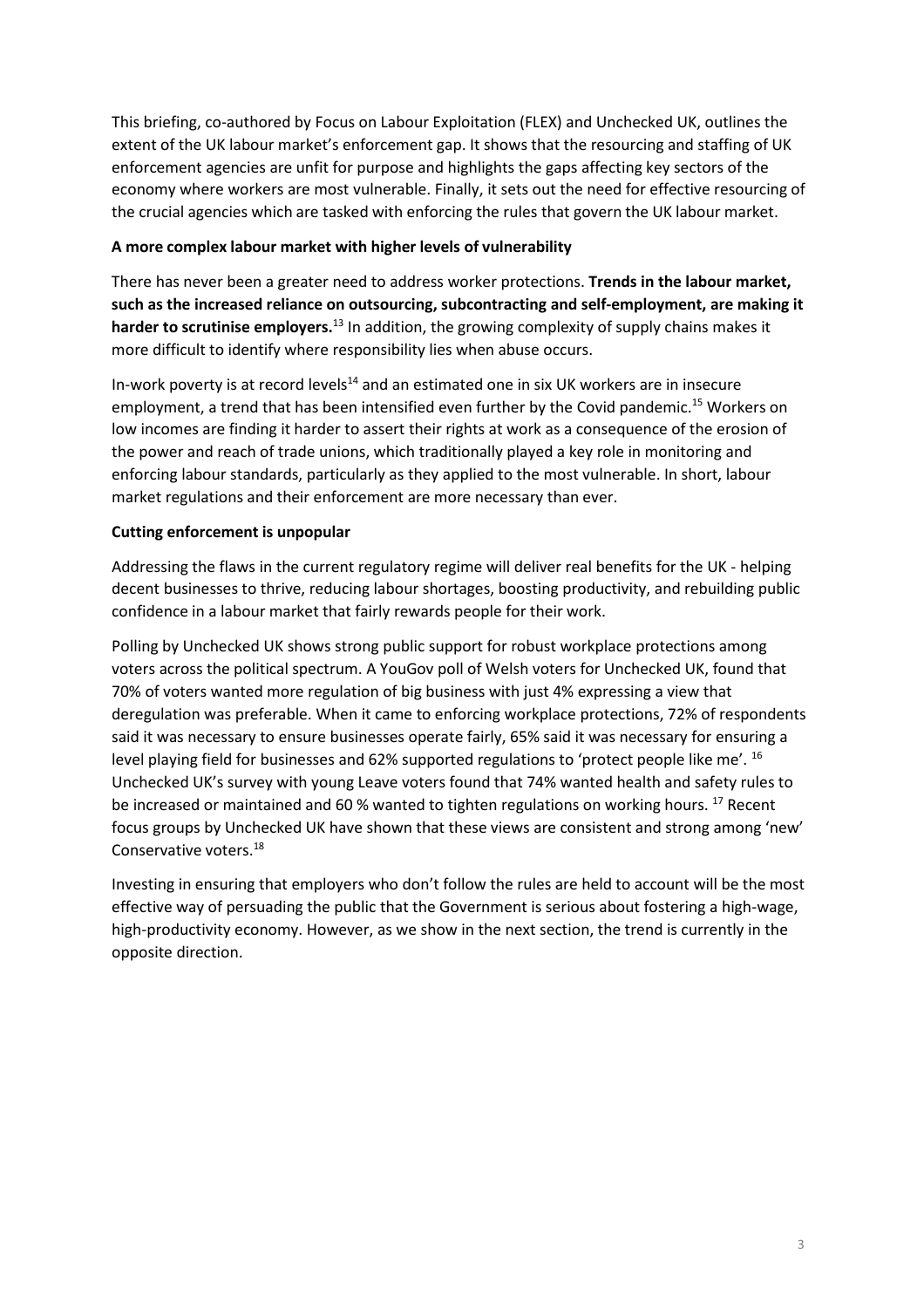This briefing, co-authored by Focus on Labour Exploitation (FLEX) and Unchecked UK, outlines the extent of the UK labour market's enforcement gap. It shows that the resourcing and staffing of UK enforcement agencies are unfit for purpose and highlights the gaps affecting key sectors of the economy where workers are most vulnerable. Finally, it sets out the need for effective resourcing of the crucial agencies which are tasked with enforcing the rules that govern the UK labour market.

**A more complex labour market with higher levels of vulnerability**

There has never been a greater need to address worker protections. **Trends in the labour market, such as the increased reliance on outsourcing, subcontracting and self-employment, are making it harder to scrutinise employers.**[13] In addition, the growing complexity of supply chains makes it more difficult to identify where responsibility lies when abuse occurs.

In-work poverty is at record levels[14] and an estimated one in six UK workers are in insecure employment, a trend that has been intensified even further by the Covid pandemic.[15] Workers on low incomes are finding it harder to assert their rights at work as a consequence of the erosion of the power and reach of trade unions, which traditionally played a key role in monitoring and enforcing labour standards, particularly as they applied to the most vulnerable. In short, labour market regulations and their enforcement are more necessary than ever.

**Cutting enforcement is unpopular**

Addressing the flaws in the current regulatory regime will deliver real benefits for the UK - helping decent businesses to thrive, reducing labour shortages, boosting productivity, and rebuilding public confidence in a labour market that fairly rewards people for their work.

Polling by Unchecked UK shows strong public support for robust workplace protections among voters across the political spectrum. A YouGov poll of Welsh voters for Unchecked UK, found that 70% of voters wanted more regulation of big business with just 4% expressing a view that deregulation was preferable. When it came to enforcing workplace protections, 72% of respondents said it was necessary to ensure businesses operate fairly, 65% said it was necessary for ensuring a level playing field for businesses and 62% supported regulations to 'protect people like me'. [16] Unchecked UK's survey with young Leave voters found that 74% wanted health and safety rules to be increased or maintained and 60 % wanted to tighten regulations on working hours. [17] Recent focus groups by Unchecked UK have shown that these views are consistent and strong among 'new' Conservative voters.[18]

Investing in ensuring that employers who don't follow the rules are held to account will be the most effective way of persuading the public that the Government is serious about fostering a high-wage, high-productivity economy. However, as we show in the next section, the trend is currently in the opposite direction.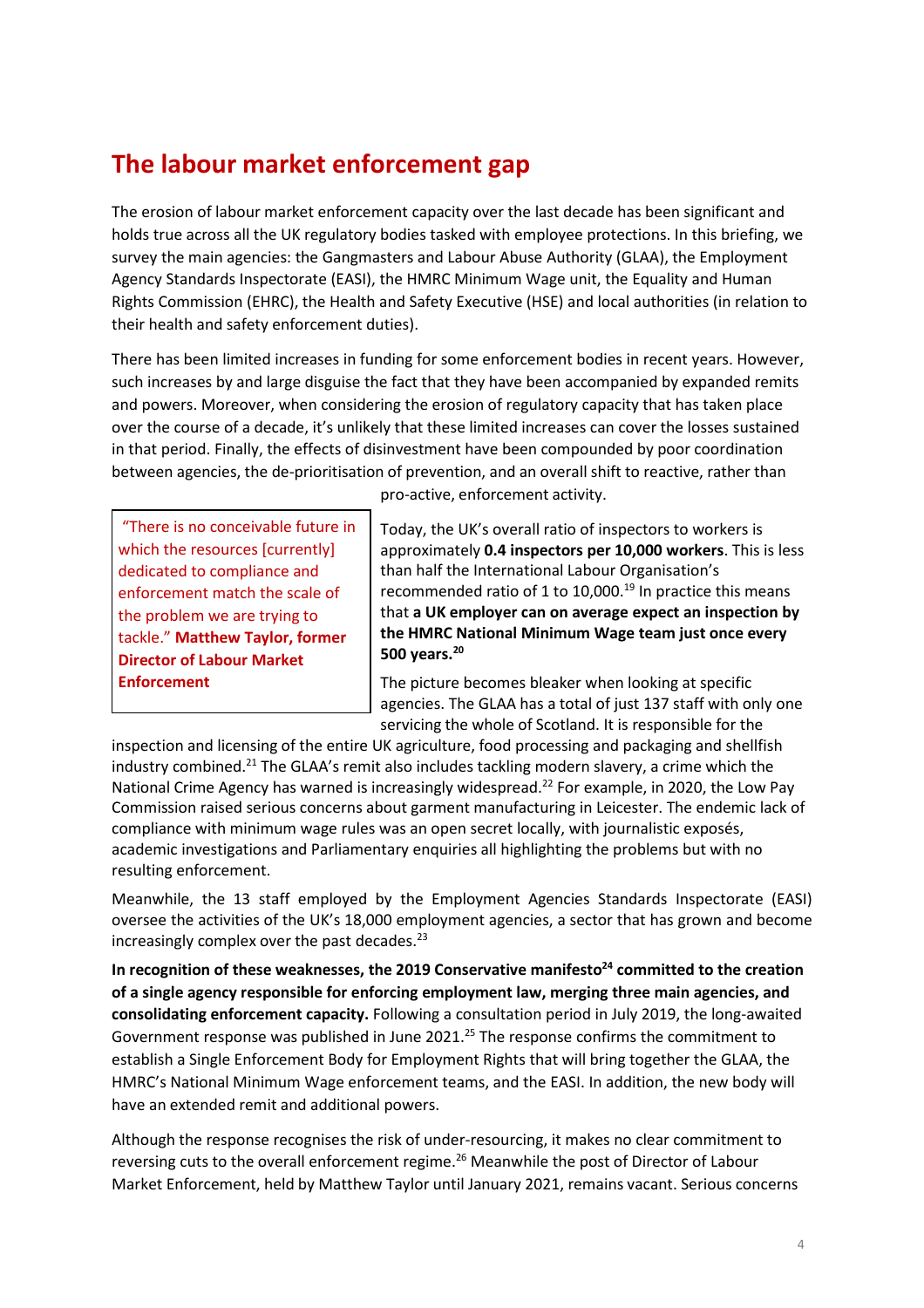# The labour market enforcement gap

The erosion of labour market enforcement capacity over the last decade has been significant and holds true across all the UK regulatory bodies tasked with employee protections. In this briefing, we survey the main agencies: the Gangmasters and Labour Abuse Authority (GLAA), the Employment Agency Standards Inspectorate (EASI), the HMRC Minimum Wage unit, the Equality and Human Rights Commission (EHRC), the Health and Safety Executive (HSE) and local authorities (in relation to their health and safety enforcement duties).

There has been limited increases in funding for some enforcement bodies in recent years. However, such increases by and large disguise the fact that they have been accompanied by expanded remits and powers. Moreover, when considering the erosion of regulatory capacity that has taken place over the course of a decade, it's unlikely that these limited increases can cover the losses sustained in that period. Finally, the effects of disinvestment have been compounded by poor coordination between agencies, the de-prioritisation of prevention, and an overall shift to reactive, rather than pro-active, enforcement activity.

> "There is no conceivable future in which the resources [currently] dedicated to compliance and enforcement match the scale of the problem we are trying to tackle." **Matthew Taylor, former Director of Labour Market Enforcement**

Today, the UK's overall ratio of inspectors to workers is approximately **0.4 inspectors per 10,000 workers**. This is less than half the International Labour Organisation's recommended ratio of 1 to 10,000.[19] In practice this means that **a UK employer can on average expect an inspection by the HMRC National Minimum Wage team just once every 500 years.[20]**

The picture becomes bleaker when looking at specific agencies. The GLAA has a total of just 137 staff with only one servicing the whole of Scotland. It is responsible for the inspection and licensing of the entire UK agriculture, food processing and packaging and shellfish industry combined.[21] The GLAA's remit also includes tackling modern slavery, a crime which the National Crime Agency has warned is increasingly widespread.[22] For example, in 2020, the Low Pay Commission raised serious concerns about garment manufacturing in Leicester. The endemic lack of compliance with minimum wage rules was an open secret locally, with journalistic exposés, academic investigations and Parliamentary enquiries all highlighting the problems but with no resulting enforcement.

Meanwhile, the 13 staff employed by the Employment Agencies Standards Inspectorate (EASI) oversee the activities of the UK's 18,000 employment agencies, a sector that has grown and become increasingly complex over the past decades.[23]

**In recognition of these weaknesses, the 2019 Conservative manifesto[24] committed to the creation of a single agency responsible for enforcing employment law, merging three main agencies, and consolidating enforcement capacity.** Following a consultation period in July 2019, the long-awaited Government response was published in June 2021.[25] The response confirms the commitment to establish a Single Enforcement Body for Employment Rights that will bring together the GLAA, the HMRC's National Minimum Wage enforcement teams, and the EASI. In addition, the new body will have an extended remit and additional powers.

Although the response recognises the risk of under-resourcing, it makes no clear commitment to reversing cuts to the overall enforcement regime.[26] Meanwhile the post of Director of Labour Market Enforcement, held by Matthew Taylor until January 2021, remains vacant. Serious concerns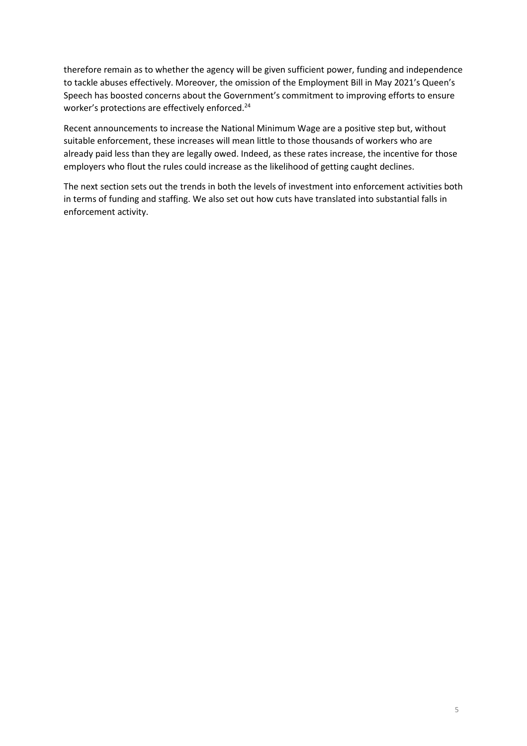therefore remain as to whether the agency will be given sufficient power, funding and independence to tackle abuses effectively. Moreover, the omission of the Employment Bill in May 2021's Queen's Speech has boosted concerns about the Government's commitment to improving efforts to ensure worker's protections are effectively enforced.[24]

Recent announcements to increase the National Minimum Wage are a positive step but, without suitable enforcement, these increases will mean little to those thousands of workers who are already paid less than they are legally owed. Indeed, as these rates increase, the incentive for those employers who flout the rules could increase as the likelihood of getting caught declines.

The next section sets out the trends in both the levels of investment into enforcement activities both in terms of funding and staffing. We also set out how cuts have translated into substantial falls in enforcement activity.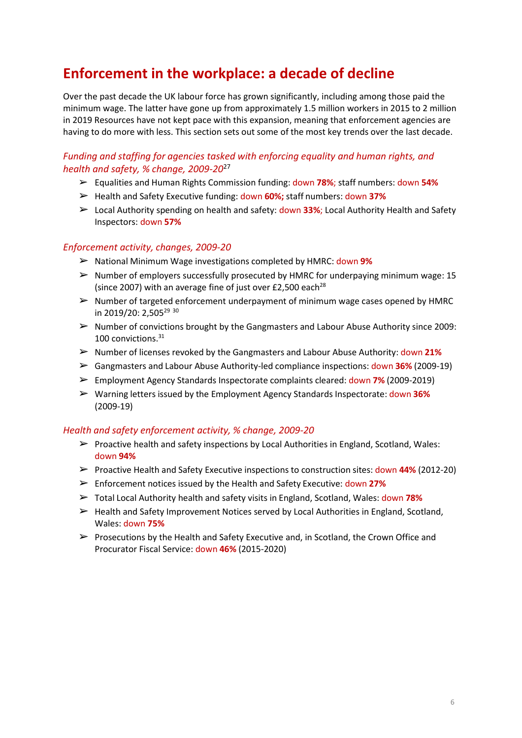# Enforcement in the workplace: a decade of decline

Over the past decade the UK labour force has grown significantly, including among those paid the minimum wage. The latter have gone up from approximately 1.5 million workers in 2015 to 2 million in 2019 Resources have not kept pace with this expansion, meaning that enforcement agencies are having to do more with less. This section sets out some of the most key trends over the last decade.

### *Funding and staffing for agencies tasked with enforcing equality and human rights, and health and safety, % change, 2009-20*[27]

- Equalities and Human Rights Commission funding: down **78%**; staff numbers: down **54%**
- Health and Safety Executive funding: down **60%;** staff numbers: down **37%**
- Local Authority spending on health and safety: down **33%**; Local Authority Health and Safety Inspectors: down **57%**

### *Enforcement activity, changes, 2009-20*

- National Minimum Wage investigations completed by HMRC: down **9%**
- Number of employers successfully prosecuted by HMRC for underpaying minimum wage: 15 (since 2007) with an average fine of just over £2,500 each[28]
- Number of targeted enforcement underpayment of minimum wage cases opened by HMRC in 2019/20: 2,505[29] [30]
- Number of convictions brought by the Gangmasters and Labour Abuse Authority since 2009: 100 convictions.[31]
- Number of licenses revoked by the Gangmasters and Labour Abuse Authority: down **21%**
- Gangmasters and Labour Abuse Authority-led compliance inspections: down **36%** (2009-19)
- Employment Agency Standards Inspectorate complaints cleared: down **7%** (2009-2019)
- Warning letters issued by the Employment Agency Standards Inspectorate: down **36%** (2009-19)

### *Health and safety enforcement activity, % change, 2009-20*

- Proactive health and safety inspections by Local Authorities in England, Scotland, Wales: down **94%**
- Proactive Health and Safety Executive inspections to construction sites: down **44%** (2012-20)
- Enforcement notices issued by the Health and Safety Executive: down **27%**
- Total Local Authority health and safety visits in England, Scotland, Wales: down **78%**
- Health and Safety Improvement Notices served by Local Authorities in England, Scotland, Wales: down **75%**
- Prosecutions by the Health and Safety Executive and, in Scotland, the Crown Office and Procurator Fiscal Service: down **46%** (2015-2020)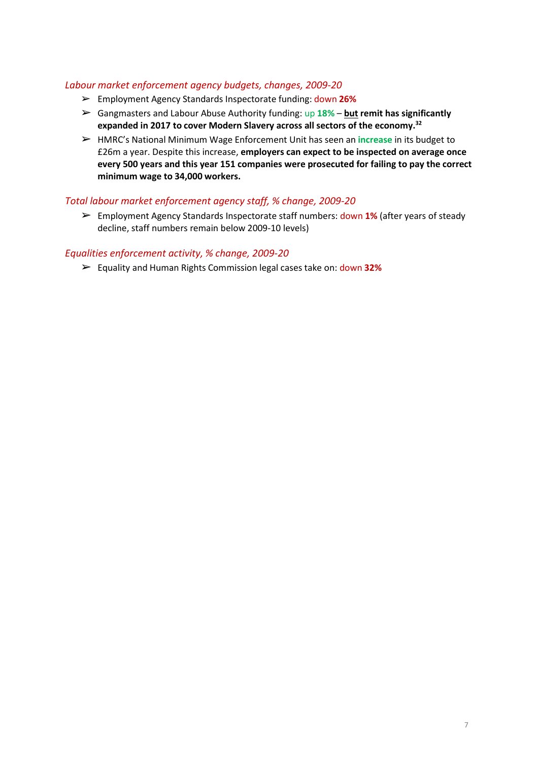*Labour market enforcement agency budgets, changes, 2009-20*

- Employment Agency Standards Inspectorate funding: down **26%**
- Gangmasters and Labour Abuse Authority funding: up **18%** – **but remit has significantly expanded in 2017 to cover Modern Slavery across all sectors of the economy.**[32]
- HMRC's National Minimum Wage Enforcement Unit has seen an **increase** in its budget to £26m a year. Despite this increase, **employers can expect to be inspected on average once every 500 years and this year 151 companies were prosecuted for failing to pay the correct minimum wage to 34,000 workers.**

*Total labour market enforcement agency staff, % change, 2009-20*

- Employment Agency Standards Inspectorate staff numbers: down **1%** (after years of steady decline, staff numbers remain below 2009-10 levels)

*Equalities enforcement activity, % change, 2009-20*

- Equality and Human Rights Commission legal cases take on: down **32%**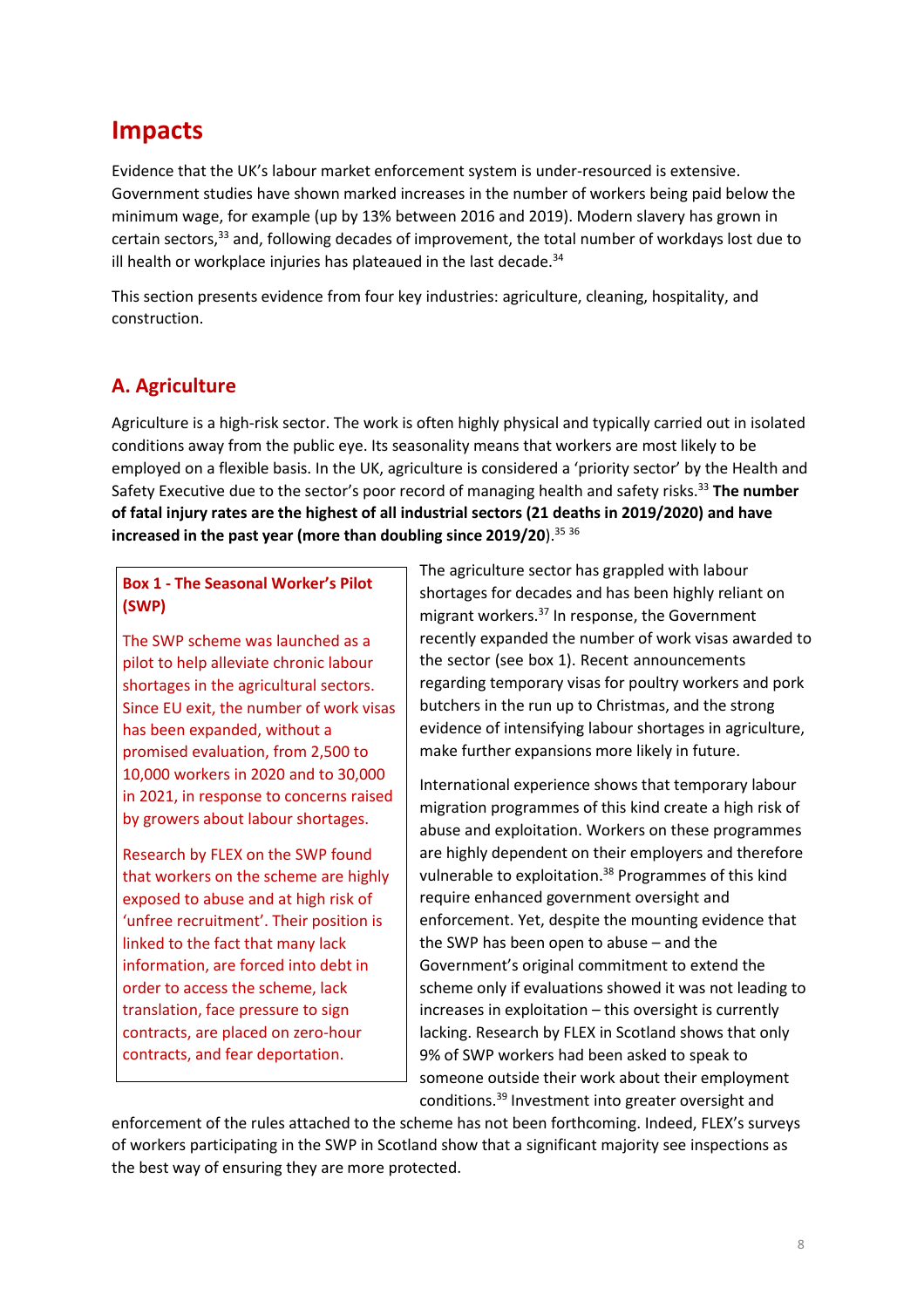## Impacts

Evidence that the UK's labour market enforcement system is under-resourced is extensive. Government studies have shown marked increases in the number of workers being paid below the minimum wage, for example (up by 13% between 2016 and 2019). Modern slavery has grown in certain sectors,[33] and, following decades of improvement, the total number of workdays lost due to ill health or workplace injuries has plateaued in the last decade.[34]

This section presents evidence from four key industries: agriculture, cleaning, hospitality, and construction.

### A. Agriculture

Agriculture is a high-risk sector. The work is often highly physical and typically carried out in isolated conditions away from the public eye. Its seasonality means that workers are most likely to be employed on a flexible basis. In the UK, agriculture is considered a 'priority sector' by the Health and Safety Executive due to the sector's poor record of managing health and safety risks.[33] **The number of fatal injury rates are the highest of all industrial sectors (21 deaths in 2019/2020) and have increased in the past year (more than doubling since 2019/20)**.[35] [36]

> **Box 1 - The Seasonal Worker's Pilot (SWP)**
>
> The SWP scheme was launched as a pilot to help alleviate chronic labour shortages in the agricultural sectors. Since EU exit, the number of work visas has been expanded, without a promised evaluation, from 2,500 to 10,000 workers in 2020 and to 30,000 in 2021, in response to concerns raised by growers about labour shortages.
>
> Research by FLEX on the SWP found that workers on the scheme are highly exposed to abuse and at high risk of 'unfree recruitment'. Their position is linked to the fact that many lack information, are forced into debt in order to access the scheme, lack translation, face pressure to sign contracts, are placed on zero-hour contracts, and fear deportation.

The agriculture sector has grappled with labour shortages for decades and has been highly reliant on migrant workers.[37] In response, the Government recently expanded the number of work visas awarded to the sector (see box 1). Recent announcements regarding temporary visas for poultry workers and pork butchers in the run up to Christmas, and the strong evidence of intensifying labour shortages in agriculture, make further expansions more likely in future.

International experience shows that temporary labour migration programmes of this kind create a high risk of abuse and exploitation. Workers on these programmes are highly dependent on their employers and therefore vulnerable to exploitation.[38] Programmes of this kind require enhanced government oversight and enforcement. Yet, despite the mounting evidence that the SWP has been open to abuse – and the Government's original commitment to extend the scheme only if evaluations showed it was not leading to increases in exploitation – this oversight is currently lacking. Research by FLEX in Scotland shows that only 9% of SWP workers had been asked to speak to someone outside their work about their employment conditions.[39] Investment into greater oversight and enforcement of the rules attached to the scheme has not been forthcoming. Indeed, FLEX's surveys of workers participating in the SWP in Scotland show that a significant majority see inspections as the best way of ensuring they are more protected.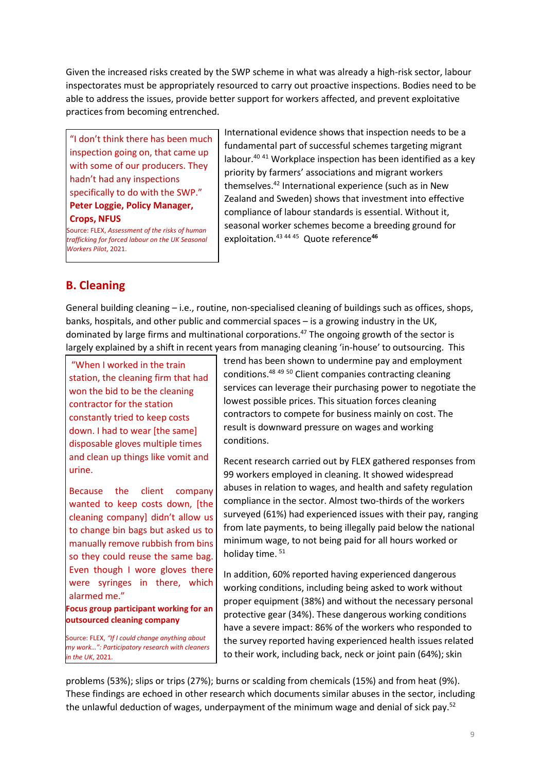Given the increased risks created by the SWP scheme in what was already a high-risk sector, labour inspectorates must be appropriately resourced to carry out proactive inspections. Bodies need to be able to address the issues, provide better support for workers affected, and prevent exploitative practices from becoming entrenched.

> "I don't think there has been much inspection going on, that came up with some of our producers. They hadn't had any inspections specifically to do with the SWP."
> **Peter Loggie, Policy Manager, Crops, NFUS**
> Source: FLEX, *Assessment of the risks of human trafficking for forced labour on the UK Seasonal Workers Pilot*, 2021.

International evidence shows that inspection needs to be a fundamental part of successful schemes targeting migrant labour.[40] [41] Workplace inspection has been identified as a key priority by farmers' associations and migrant workers themselves.[42] International experience (such as in New Zealand and Sweden) shows that investment into effective compliance of labour standards is essential. Without it, seasonal worker schemes become a breeding ground for exploitation.[43] [44] [45] Quote reference[46]

## B. Cleaning

General building cleaning – i.e., routine, non-specialised cleaning of buildings such as offices, shops, banks, hospitals, and other public and commercial spaces – is a growing industry in the UK, dominated by large firms and multinational corporations.[47] The ongoing growth of the sector is largely explained by a shift in recent years from managing cleaning 'in-house' to outsourcing. This trend has been shown to undermine pay and employment conditions.[48] [49] [50] Client companies contracting cleaning services can leverage their purchasing power to negotiate the lowest possible prices. This situation forces cleaning contractors to compete for business mainly on cost. The result is downward pressure on wages and working conditions.

> "When I worked in the train station, the cleaning firm that had won the bid to be the cleaning contractor for the station constantly tried to keep costs down. I had to wear [the same] disposable gloves multiple times and clean up things like vomit and urine.
>
> Because the client company wanted to keep costs down, [the cleaning company] didn't allow us to change bin bags but asked us to manually remove rubbish from bins so they could reuse the same bag. Even though I wore gloves there were syringes in there, which alarmed me."
> **Focus group participant working for an outsourced cleaning company**
> Source: FLEX, *"If I could change anything about my work…": Participatory research with cleaners in the UK*, 2021.

Recent research carried out by FLEX gathered responses from 99 workers employed in cleaning. It showed widespread abuses in relation to wages, and health and safety regulation compliance in the sector. Almost two-thirds of the workers surveyed (61%) had experienced issues with their pay, ranging from late payments, to being illegally paid below the national minimum wage, to not being paid for all hours worked or holiday time. [51]

In addition, 60% reported having experienced dangerous working conditions, including being asked to work without proper equipment (38%) and without the necessary personal protective gear (34%). These dangerous working conditions have a severe impact: 86% of the workers who responded to the survey reported having experienced health issues related to their work, including back, neck or joint pain (64%); skin problems (53%); slips or trips (27%); burns or scalding from chemicals (15%) and from heat (9%). These findings are echoed in other research which documents similar abuses in the sector, including the unlawful deduction of wages, underpayment of the minimum wage and denial of sick pay.[52]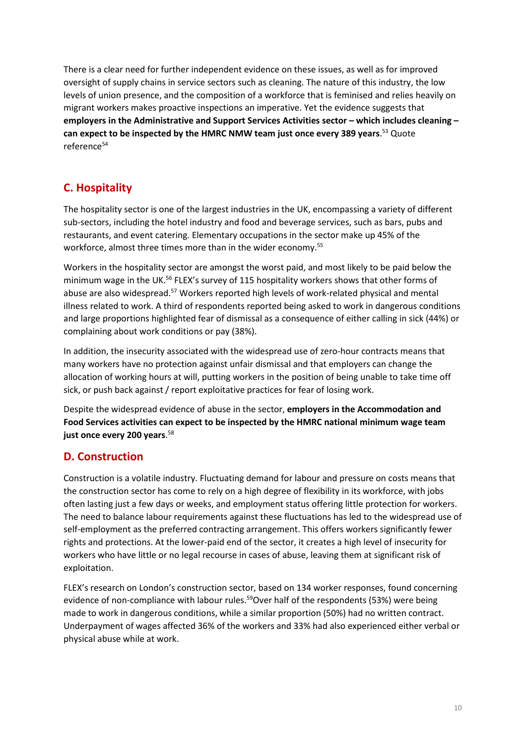There is a clear need for further independent evidence on these issues, as well as for improved oversight of supply chains in service sectors such as cleaning. The nature of this industry, the low levels of union presence, and the composition of a workforce that is feminised and relies heavily on migrant workers makes proactive inspections an imperative. Yet the evidence suggests that **employers in the Administrative and Support Services Activities sector – which includes cleaning – can expect to be inspected by the HMRC NMW team just once every 389 years**.[53] Quote reference[54]

## C. Hospitality

The hospitality sector is one of the largest industries in the UK, encompassing a variety of different sub-sectors, including the hotel industry and food and beverage services, such as bars, pubs and restaurants, and event catering. Elementary occupations in the sector make up 45% of the workforce, almost three times more than in the wider economy.[55]

Workers in the hospitality sector are amongst the worst paid, and most likely to be paid below the minimum wage in the UK.[56] FLEX's survey of 115 hospitality workers shows that other forms of abuse are also widespread.[57] Workers reported high levels of work-related physical and mental illness related to work. A third of respondents reported being asked to work in dangerous conditions and large proportions highlighted fear of dismissal as a consequence of either calling in sick (44%) or complaining about work conditions or pay (38%).

In addition, the insecurity associated with the widespread use of zero-hour contracts means that many workers have no protection against unfair dismissal and that employers can change the allocation of working hours at will, putting workers in the position of being unable to take time off sick, or push back against / report exploitative practices for fear of losing work.

Despite the widespread evidence of abuse in the sector, **employers in the Accommodation and Food Services activities can expect to be inspected by the HMRC national minimum wage team just once every 200 years**.[58]

## D. Construction

Construction is a volatile industry. Fluctuating demand for labour and pressure on costs means that the construction sector has come to rely on a high degree of flexibility in its workforce, with jobs often lasting just a few days or weeks, and employment status offering little protection for workers. The need to balance labour requirements against these fluctuations has led to the widespread use of self-employment as the preferred contracting arrangement. This offers workers significantly fewer rights and protections. At the lower-paid end of the sector, it creates a high level of insecurity for workers who have little or no legal recourse in cases of abuse, leaving them at significant risk of exploitation.

FLEX's research on London's construction sector, based on 134 worker responses, found concerning evidence of non-compliance with labour rules.[59]Over half of the respondents (53%) were being made to work in dangerous conditions, while a similar proportion (50%) had no written contract. Underpayment of wages affected 36% of the workers and 33% had also experienced either verbal or physical abuse while at work.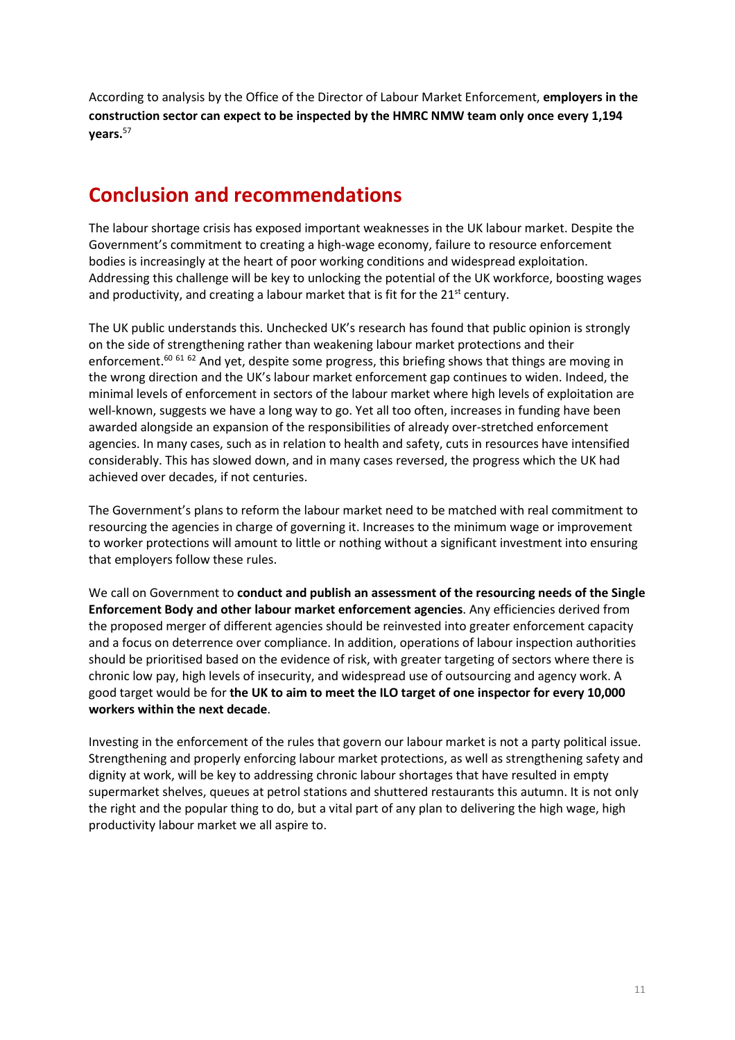According to analysis by the Office of the Director of Labour Market Enforcement, **employers in the construction sector can expect to be inspected by the HMRC NMW team only once every 1,194 years.**[57]

## Conclusion and recommendations

The labour shortage crisis has exposed important weaknesses in the UK labour market. Despite the Government's commitment to creating a high-wage economy, failure to resource enforcement bodies is increasingly at the heart of poor working conditions and widespread exploitation. Addressing this challenge will be key to unlocking the potential of the UK workforce, boosting wages and productivity, and creating a labour market that is fit for the 21st century.

The UK public understands this. Unchecked UK's research has found that public opinion is strongly on the side of strengthening rather than weakening labour market protections and their enforcement.[60] [61] [62] And yet, despite some progress, this briefing shows that things are moving in the wrong direction and the UK's labour market enforcement gap continues to widen. Indeed, the minimal levels of enforcement in sectors of the labour market where high levels of exploitation are well-known, suggests we have a long way to go. Yet all too often, increases in funding have been awarded alongside an expansion of the responsibilities of already over-stretched enforcement agencies. In many cases, such as in relation to health and safety, cuts in resources have intensified considerably. This has slowed down, and in many cases reversed, the progress which the UK had achieved over decades, if not centuries.

The Government's plans to reform the labour market need to be matched with real commitment to resourcing the agencies in charge of governing it. Increases to the minimum wage or improvement to worker protections will amount to little or nothing without a significant investment into ensuring that employers follow these rules.

We call on Government to **conduct and publish an assessment of the resourcing needs of the Single Enforcement Body and other labour market enforcement agencies**. Any efficiencies derived from the proposed merger of different agencies should be reinvested into greater enforcement capacity and a focus on deterrence over compliance. In addition, operations of labour inspection authorities should be prioritised based on the evidence of risk, with greater targeting of sectors where there is chronic low pay, high levels of insecurity, and widespread use of outsourcing and agency work. A good target would be for **the UK to aim to meet the ILO target of one inspector for every 10,000 workers within the next decade**.

Investing in the enforcement of the rules that govern our labour market is not a party political issue. Strengthening and properly enforcing labour market protections, as well as strengthening safety and dignity at work, will be key to addressing chronic labour shortages that have resulted in empty supermarket shelves, queues at petrol stations and shuttered restaurants this autumn. It is not only the right and the popular thing to do, but a vital part of any plan to delivering the high wage, high productivity labour market we all aspire to.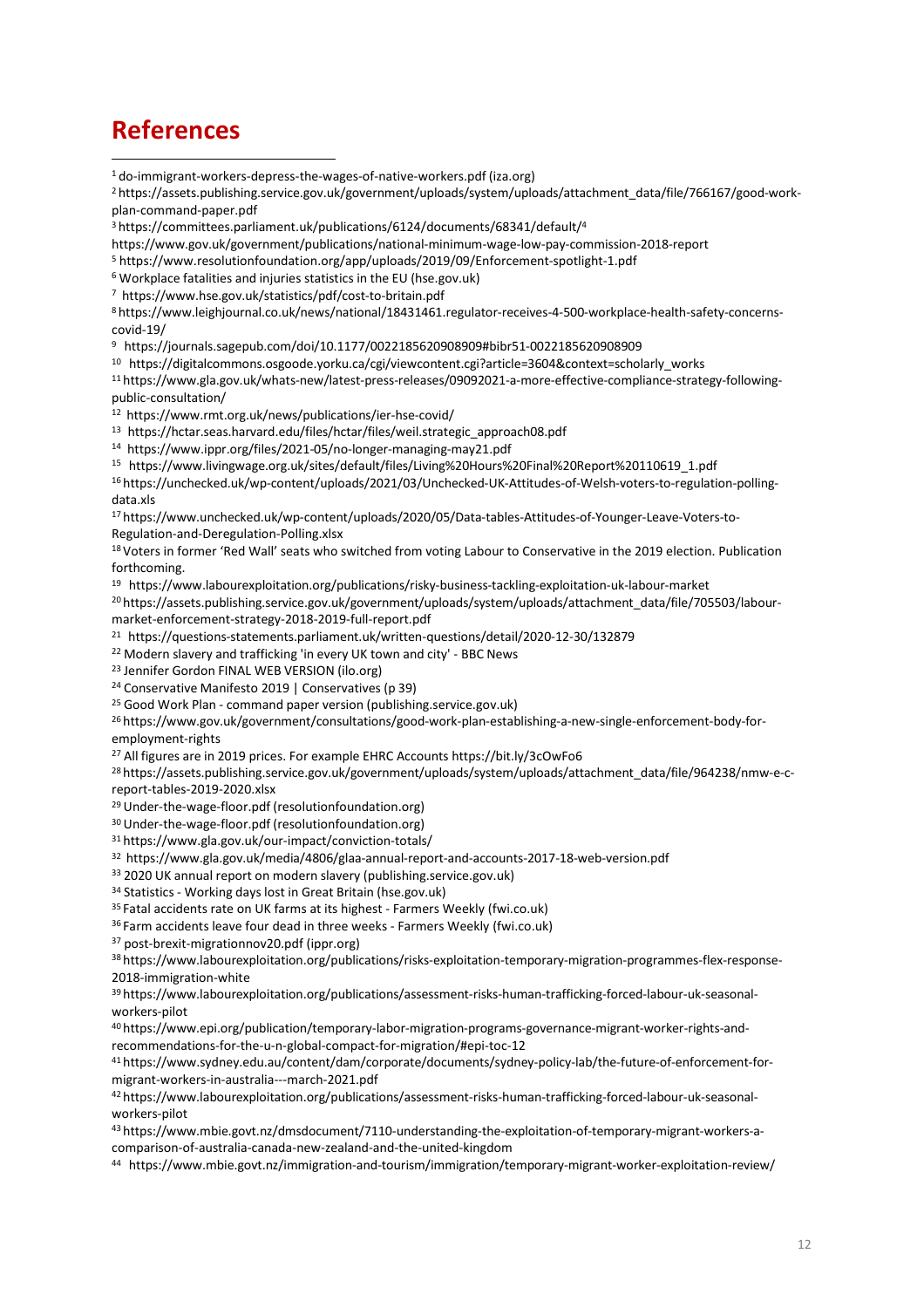# References

[1] do-immigrant-workers-depress-the-wages-of-native-workers.pdf (iza.org)

[2] https://assets.publishing.service.gov.uk/government/uploads/system/uploads/attachment_data/file/766167/good-work-plan-command-paper.pdf

[3] https://committees.parliament.uk/publications/6124/documents/68341/default/

[4] https://www.gov.uk/government/publications/national-minimum-wage-low-pay-commission-2018-report

[5] https://www.resolutionfoundation.org/app/uploads/2019/09/Enforcement-spotlight-1.pdf

[6] Workplace fatalities and injuries statistics in the EU (hse.gov.uk)

[7] https://www.hse.gov.uk/statistics/pdf/cost-to-britain.pdf

[8] https://www.leighjournal.co.uk/news/national/18431461.regulator-receives-4-500-workplace-health-safety-concerns-covid-19/

[9] https://journals.sagepub.com/doi/10.1177/0022185620908909#bibr51-0022185620908909

[10] https://digitalcommons.osgoode.yorku.ca/cgi/viewcontent.cgi?article=3604&context=scholarly_works

[11] https://www.gla.gov.uk/whats-new/latest-press-releases/09092021-a-more-effective-compliance-strategy-following-public-consultation/

[12] https://www.rmt.org.uk/news/publications/ier-hse-covid/

[13] https://hctar.seas.harvard.edu/files/hctar/files/weil.strategic_approach08.pdf

[14] https://www.ippr.org/files/2021-05/no-longer-managing-may21.pdf

[15] https://www.livingwage.org.uk/sites/default/files/Living%20Hours%20Final%20Report%20110619_1.pdf

[16] https://unchecked.uk/wp-content/uploads/2021/03/Unchecked-UK-Attitudes-of-Welsh-voters-to-regulation-polling-data.xls

[17] https://www.unchecked.uk/wp-content/uploads/2020/05/Data-tables-Attitudes-of-Younger-Leave-Voters-to-Regulation-and-Deregulation-Polling.xlsx

[18] Voters in former 'Red Wall' seats who switched from voting Labour to Conservative in the 2019 election. Publication forthcoming.

[19] https://www.labourexploitation.org/publications/risky-business-tackling-exploitation-uk-labour-market

[20] https://assets.publishing.service.gov.uk/government/uploads/system/uploads/attachment_data/file/705503/labour-market-enforcement-strategy-2018-2019-full-report.pdf

[21] https://questions-statements.parliament.uk/written-questions/detail/2020-12-30/132879

[22] Modern slavery and trafficking 'in every UK town and city' - BBC News

[23] Jennifer Gordon FINAL WEB VERSION (ilo.org)

[24] Conservative Manifesto 2019 | Conservatives (p 39)

[25] Good Work Plan - command paper version (publishing.service.gov.uk)

[26] https://www.gov.uk/government/consultations/good-work-plan-establishing-a-new-single-enforcement-body-for-employment-rights

[27] All figures are in 2019 prices. For example EHRC Accounts https://bit.ly/3cOwFo6

[28] https://assets.publishing.service.gov.uk/government/uploads/system/uploads/attachment_data/file/964238/nmw-e-c-report-tables-2019-2020.xlsx

[29] Under-the-wage-floor.pdf (resolutionfoundation.org)

[30] Under-the-wage-floor.pdf (resolutionfoundation.org)

[31] https://www.gla.gov.uk/our-impact/conviction-totals/

[32] https://www.gla.gov.uk/media/4806/glaa-annual-report-and-accounts-2017-18-web-version.pdf

[33] 2020 UK annual report on modern slavery (publishing.service.gov.uk)

[34] Statistics - Working days lost in Great Britain (hse.gov.uk)

[35] Fatal accidents rate on UK farms at its highest - Farmers Weekly (fwi.co.uk)

[36] Farm accidents leave four dead in three weeks - Farmers Weekly (fwi.co.uk)

[37] post-brexit-migrationnov20.pdf (ippr.org)

[38] https://www.labourexploitation.org/publications/risks-exploitation-temporary-migration-programmes-flex-response-2018-immigration-white

[39] https://www.labourexploitation.org/publications/assessment-risks-human-trafficking-forced-labour-uk-seasonal-workers-pilot

[40] https://www.epi.org/publication/temporary-labor-migration-programs-governance-migrant-worker-rights-and-recommendations-for-the-u-n-global-compact-for-migration/#epi-toc-12

[41] https://www.sydney.edu.au/content/dam/corporate/documents/sydney-policy-lab/the-future-of-enforcement-for-migrant-workers-in-australia---march-2021.pdf

[42] https://www.labourexploitation.org/publications/assessment-risks-human-trafficking-forced-labour-uk-seasonal-workers-pilot

[43] https://www.mbie.govt.nz/dmsdocument/7110-understanding-the-exploitation-of-temporary-migrant-workers-a-comparison-of-australia-canada-new-zealand-and-the-united-kingdom

[44] https://www.mbie.govt.nz/immigration-and-tourism/temporary-migrant-worker-exploitation-review/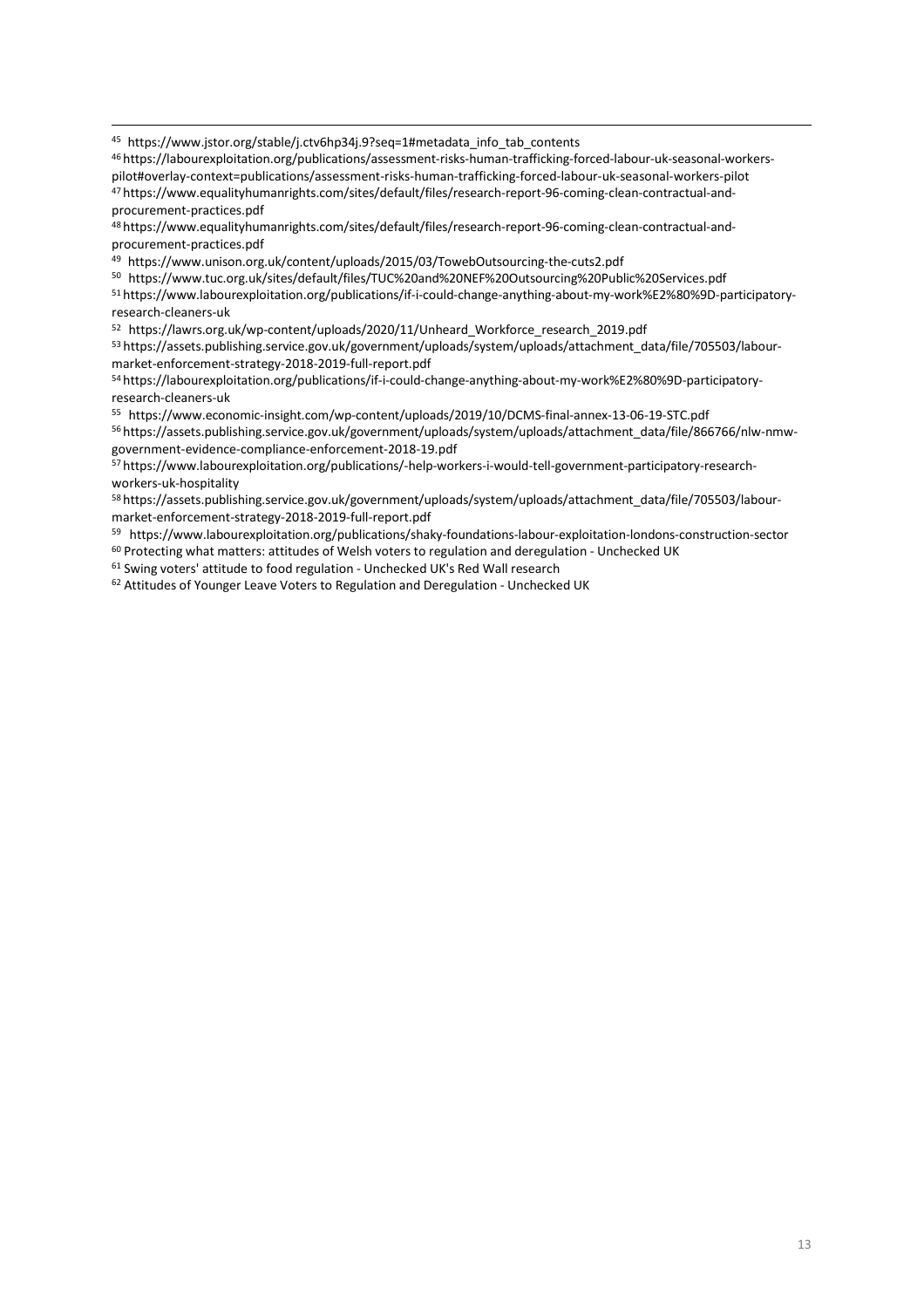[45] https://www.jstor.org/stable/j.ctv6hp34j.9?seq=1#metadata_info_tab_contents

[46] https://labourexploitation.org/publications/assessment-risks-human-trafficking-forced-labour-uk-seasonal-workers-pilot#overlay-context=publications/assessment-risks-human-trafficking-forced-labour-uk-seasonal-workers-pilot

[47] https://www.equalityhumanrights.com/sites/default/files/research-report-96-coming-clean-contractual-and-procurement-practices.pdf

[48] https://www.equalityhumanrights.com/sites/default/files/research-report-96-coming-clean-contractual-and-procurement-practices.pdf

[49] https://www.unison.org.uk/content/uploads/2015/03/TowebOutsourcing-the-cuts2.pdf

[50] https://www.tuc.org.uk/sites/default/files/TUC%20and%20NEF%20Outsourcing%20Public%20Services.pdf

[51] https://www.labourexploitation.org/publications/if-i-could-change-anything-about-my-work%E2%80%9D-participatory-research-cleaners-uk

[52] https://lawrs.org.uk/wp-content/uploads/2020/11/Unheard_Workforce_research_2019.pdf

[53] https://assets.publishing.service.gov.uk/government/uploads/system/uploads/attachment_data/file/705503/labour-market-enforcement-strategy-2018-2019-full-report.pdf

[54] https://labourexploitation.org/publications/if-i-could-change-anything-about-my-work%E2%80%9D-participatory-research-cleaners-uk

[55] https://www.economic-insight.com/wp-content/uploads/2019/10/DCMS-final-annex-13-06-19-STC.pdf

[56] https://assets.publishing.service.gov.uk/government/uploads/system/uploads/attachment_data/file/866766/nlw-nmw-government-evidence-compliance-enforcement-2018-19.pdf

[57] https://www.labourexploitation.org/publications/-help-workers-i-would-tell-government-participatory-research-workers-uk-hospitality

[58] https://assets.publishing.service.gov.uk/government/uploads/system/uploads/attachment_data/file/705503/labour-market-enforcement-strategy-2018-2019-full-report.pdf

[59] https://www.labourexploitation.org/publications/shaky-foundations-labour-exploitation-londons-construction-sector

[60] Protecting what matters: attitudes of Welsh voters to regulation and deregulation - Unchecked UK

[61] Swing voters' attitude to food regulation - Unchecked UK's Red Wall research

[62] Attitudes of Younger Leave Voters to Regulation and Deregulation - Unchecked UK